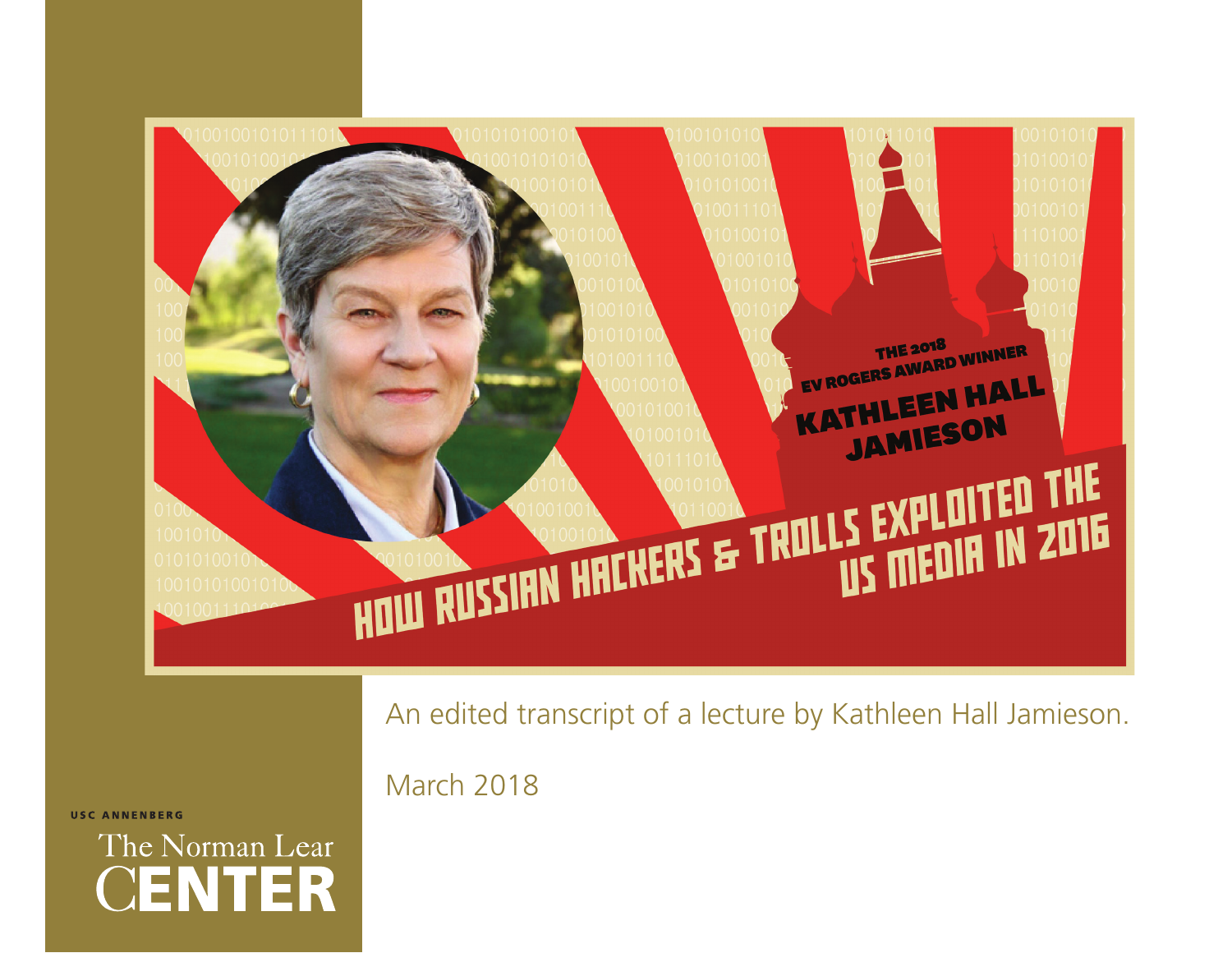THE 2018 EV ROGERS AWARD WINNER

KATHLEEN HALL JAMIESON

# HOW RUSSIAN HACKERS & TROLLS EXPLOITED THE US MEDIA IN 2016

An edited transcript of a lecture by Kathleen Hall Jamieson.

March 2018

USC ANNENBERG

The Norman Lear CENTER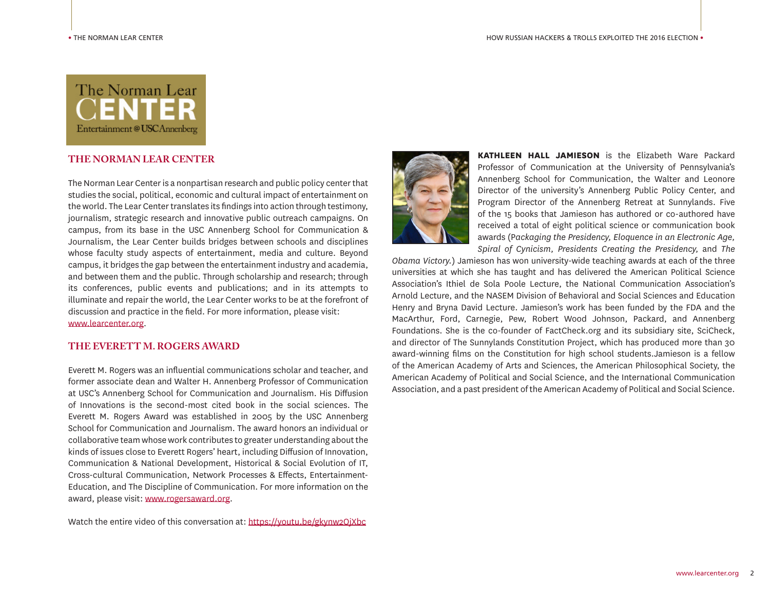## THE NORMAN LEAR CENTER

The Norman Lear Center is a nonpartisan research and public policy center that studies the social, political, economic and cultural impact of entertainment on the world. The Lear Center translates its findings into action through testimony, journalism, strategic research and innovative public outreach campaigns. On campus, from its base in the USC Annenberg School for Communication & Journalism, the Lear Center builds bridges between schools and disciplines whose faculty study aspects of entertainment, media and culture. Beyond campus, it bridges the gap between the entertainment industry and academia, and between them and the public. Through scholarship and research; through its conferences, public events and publications; and in its attempts to illuminate and repair the world, the Lear Center works to be at the forefront of discussion and practice in the field. For more information, please visit: www.learcenter.org.

## THE EVERETT M. ROGERS AWARD

Everett M. Rogers was an influential communications scholar and teacher, and former associate dean and Walter H. Annenberg Professor of Communication at USC's Annenberg School for Communication and Journalism. His Diffusion of Innovations is the second-most cited book in the social sciences. The Everett M. Rogers Award was established in 2005 by the USC Annenberg School for Communication and Journalism. The award honors an individual or collaborative team whose work contributes to greater understanding about the kinds of issues close to Everett Rogers' heart, including Diffusion of Innovation, Communication & National Development, Historical & Social Evolution of IT, Cross-cultural Communication, Network Processes & Effects, Entertainment-Education, and The Discipline of Communication. For more information on the award, please visit: www.rogersaward.org.

Watch the entire video of this conversation at: https://youtu.be/gkynw2OjXbc

**KATHLEEN HALL JAMIESON** is the Elizabeth Ware Packard Professor of Communication at the University of Pennsylvania's Annenberg School for Communication, the Walter and Leonore Director of the university's Annenberg Public Policy Center, and Program Director of the Annenberg Retreat at Sunnylands. Five of the 15 books that Jamieson has authored or co-authored have received a total of eight political science or communication book awards (*Packaging the Presidency, Eloquence in an Electronic Age, Spiral of Cynicism, Presidents Creating the Presidency,* and *The Obama Victory.*) Jamieson has won university-wide teaching awards at each of the three universities at which she has taught and has delivered the American Political Science Association's Ithiel de Sola Poole Lecture, the National Communication Association's Arnold Lecture, and the NASEM Division of Behavioral and Social Sciences and Education Henry and Bryna David Lecture. Jamieson's work has been funded by the FDA and the MacArthur, Ford, Carnegie, Pew, Robert Wood Johnson, Packard, and Annenberg Foundations. She is the co-founder of FactCheck.org and its subsidiary site, SciCheck, and director of The Sunnylands Constitution Project, which has produced more than 30 award-winning films on the Constitution for high school students.Jamieson is a fellow of the American Academy of Arts and Sciences, the American Philosophical Society, the American Academy of Political and Social Science, and the International Communication Association, and a past president of the American Academy of Political and Social Science.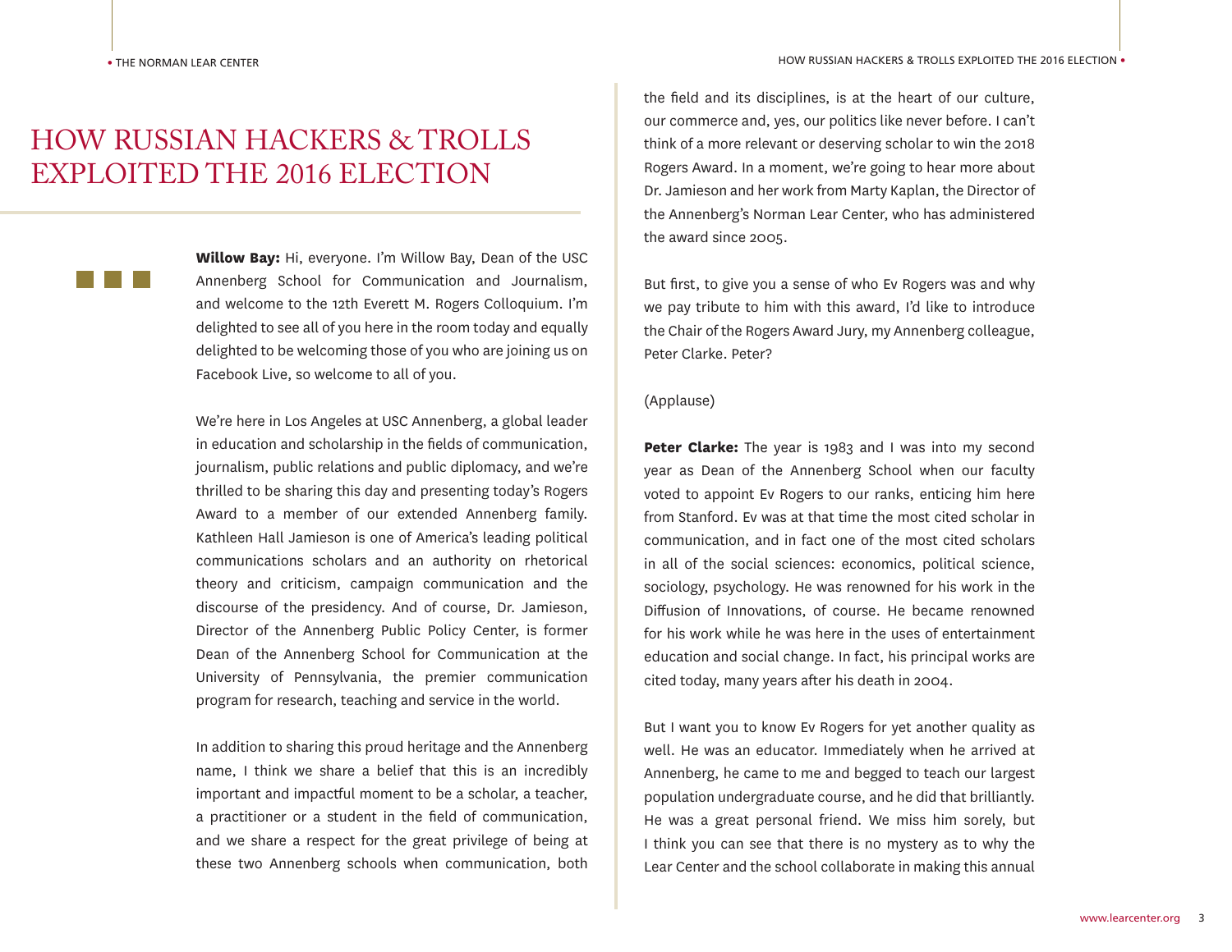# HOW RUSSIAN HACKERS & TROLLS EXPLOITED THE 2016 ELECTION

**Willow Bay:** Hi, everyone. I'm Willow Bay, Dean of the USC Annenberg School for Communication and Journalism, and welcome to the 12th Everett M. Rogers Colloquium. I'm delighted to see all of you here in the room today and equally delighted to be welcoming those of you who are joining us on Facebook Live, so welcome to all of you.

We're here in Los Angeles at USC Annenberg, a global leader in education and scholarship in the fields of communication, journalism, public relations and public diplomacy, and we're thrilled to be sharing this day and presenting today's Rogers Award to a member of our extended Annenberg family. Kathleen Hall Jamieson is one of America's leading political communications scholars and an authority on rhetorical theory and criticism, campaign communication and the discourse of the presidency. And of course, Dr. Jamieson, Director of the Annenberg Public Policy Center, is former Dean of the Annenberg School for Communication at the University of Pennsylvania, the premier communication program for research, teaching and service in the world.

In addition to sharing this proud heritage and the Annenberg name, I think we share a belief that this is an incredibly important and impactful moment to be a scholar, a teacher, a practitioner or a student in the field of communication, and we share a respect for the great privilege of being at these two Annenberg schools when communication, both the field and its disciplines, is at the heart of our culture, our commerce and, yes, our politics like never before. I can't think of a more relevant or deserving scholar to win the 2018 Rogers Award. In a moment, we're going to hear more about Dr. Jamieson and her work from Marty Kaplan, the Director of the Annenberg's Norman Lear Center, who has administered the award since 2005.

But first, to give you a sense of who Ev Rogers was and why we pay tribute to him with this award, I'd like to introduce the Chair of the Rogers Award Jury, my Annenberg colleague, Peter Clarke. Peter?

(Applause)

**Peter Clarke:** The year is 1983 and I was into my second year as Dean of the Annenberg School when our faculty voted to appoint Ev Rogers to our ranks, enticing him here from Stanford. Ev was at that time the most cited scholar in communication, and in fact one of the most cited scholars in all of the social sciences: economics, political science, sociology, psychology. He was renowned for his work in the Diffusion of Innovations, of course. He became renowned for his work while he was here in the uses of entertainment education and social change. In fact, his principal works are cited today, many years after his death in 2004.

But I want you to know Ev Rogers for yet another quality as well. He was an educator. Immediately when he arrived at Annenberg, he came to me and begged to teach our largest population undergraduate course, and he did that brilliantly. He was a great personal friend. We miss him sorely, but I think you can see that there is no mystery as to why the Lear Center and the school collaborate in making this annual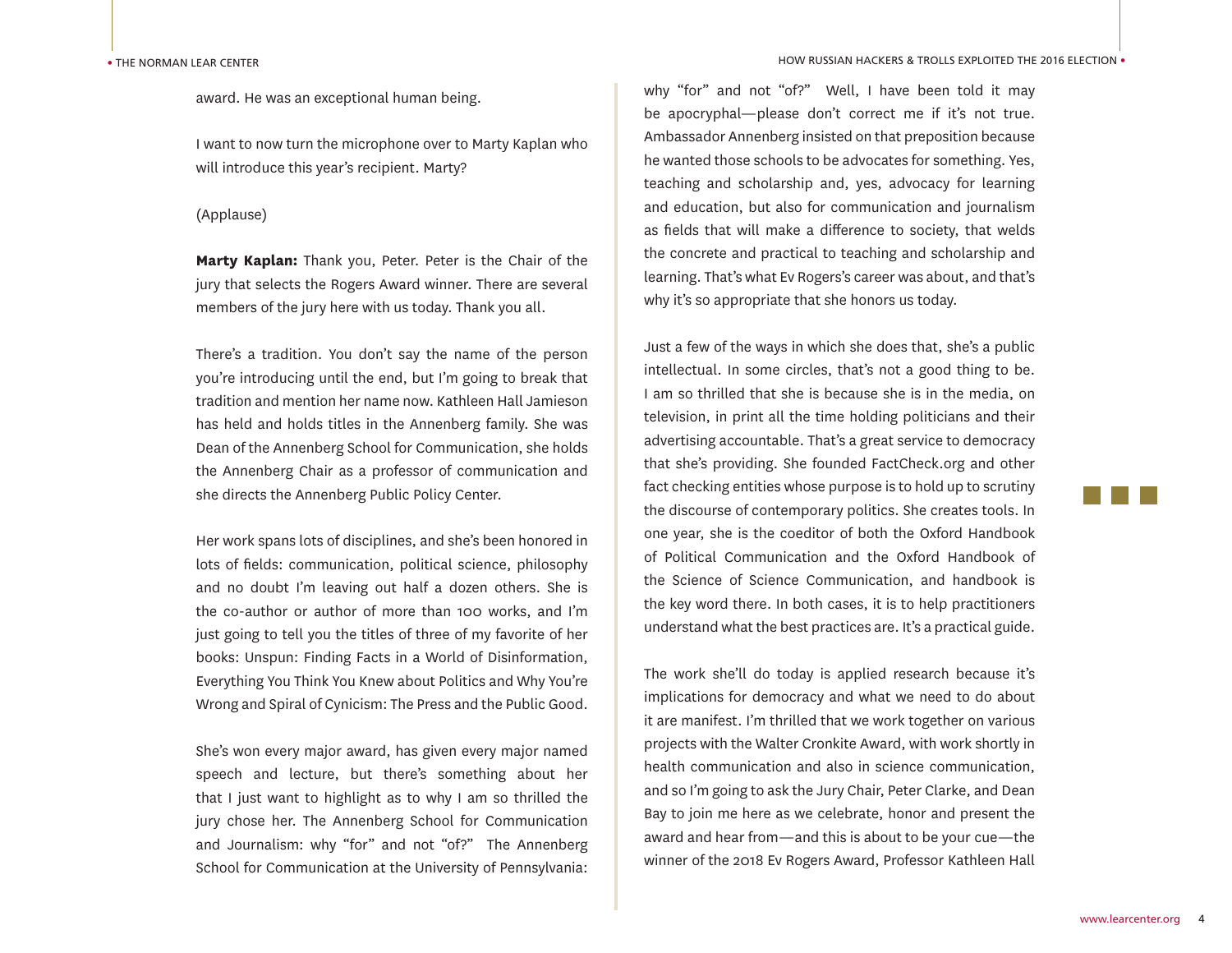award. He was an exceptional human being.

I want to now turn the microphone over to Marty Kaplan who will introduce this year's recipient. Marty?

(Applause)

**Marty Kaplan:** Thank you, Peter. Peter is the Chair of the jury that selects the Rogers Award winner. There are several members of the jury here with us today. Thank you all.

There's a tradition. You don't say the name of the person you're introducing until the end, but I'm going to break that tradition and mention her name now. Kathleen Hall Jamieson has held and holds titles in the Annenberg family. She was Dean of the Annenberg School for Communication, she holds the Annenberg Chair as a professor of communication and she directs the Annenberg Public Policy Center.

Her work spans lots of disciplines, and she's been honored in lots of fields: communication, political science, philosophy and no doubt I'm leaving out half a dozen others. She is the co-author or author of more than 100 works, and I'm just going to tell you the titles of three of my favorite of her books: Unspun: Finding Facts in a World of Disinformation, Everything You Think You Knew about Politics and Why You're Wrong and Spiral of Cynicism: The Press and the Public Good.

She's won every major award, has given every major named speech and lecture, but there's something about her that I just want to highlight as to why I am so thrilled the jury chose her. The Annenberg School for Communication and Journalism: why "for" and not "of?" The Annenberg School for Communication at the University of Pennsylvania: why "for" and not "of?" Well, I have been told it may be apocryphal—please don't correct me if it's not true. Ambassador Annenberg insisted on that preposition because he wanted those schools to be advocates for something. Yes, teaching and scholarship and, yes, advocacy for learning and education, but also for communication and journalism as fields that will make a difference to society, that welds the concrete and practical to teaching and scholarship and learning. That's what Ev Rogers's career was about, and that's why it's so appropriate that she honors us today.

Just a few of the ways in which she does that, she's a public intellectual. In some circles, that's not a good thing to be. I am so thrilled that she is because she is in the media, on television, in print all the time holding politicians and their advertising accountable. That's a great service to democracy that she's providing. She founded FactCheck.org and other fact checking entities whose purpose is to hold up to scrutiny the discourse of contemporary politics. She creates tools. In one year, she is the coeditor of both the Oxford Handbook of Political Communication and the Oxford Handbook of the Science of Science Communication, and handbook is the key word there. In both cases, it is to help practitioners understand what the best practices are. It's a practical guide.

The work she'll do today is applied research because it's implications for democracy and what we need to do about it are manifest. I'm thrilled that we work together on various projects with the Walter Cronkite Award, with work shortly in health communication and also in science communication, and so I'm going to ask the Jury Chair, Peter Clarke, and Dean Bay to join me here as we celebrate, honor and present the award and hear from—and this is about to be your cue—the winner of the 2018 Ev Rogers Award, Professor Kathleen Hall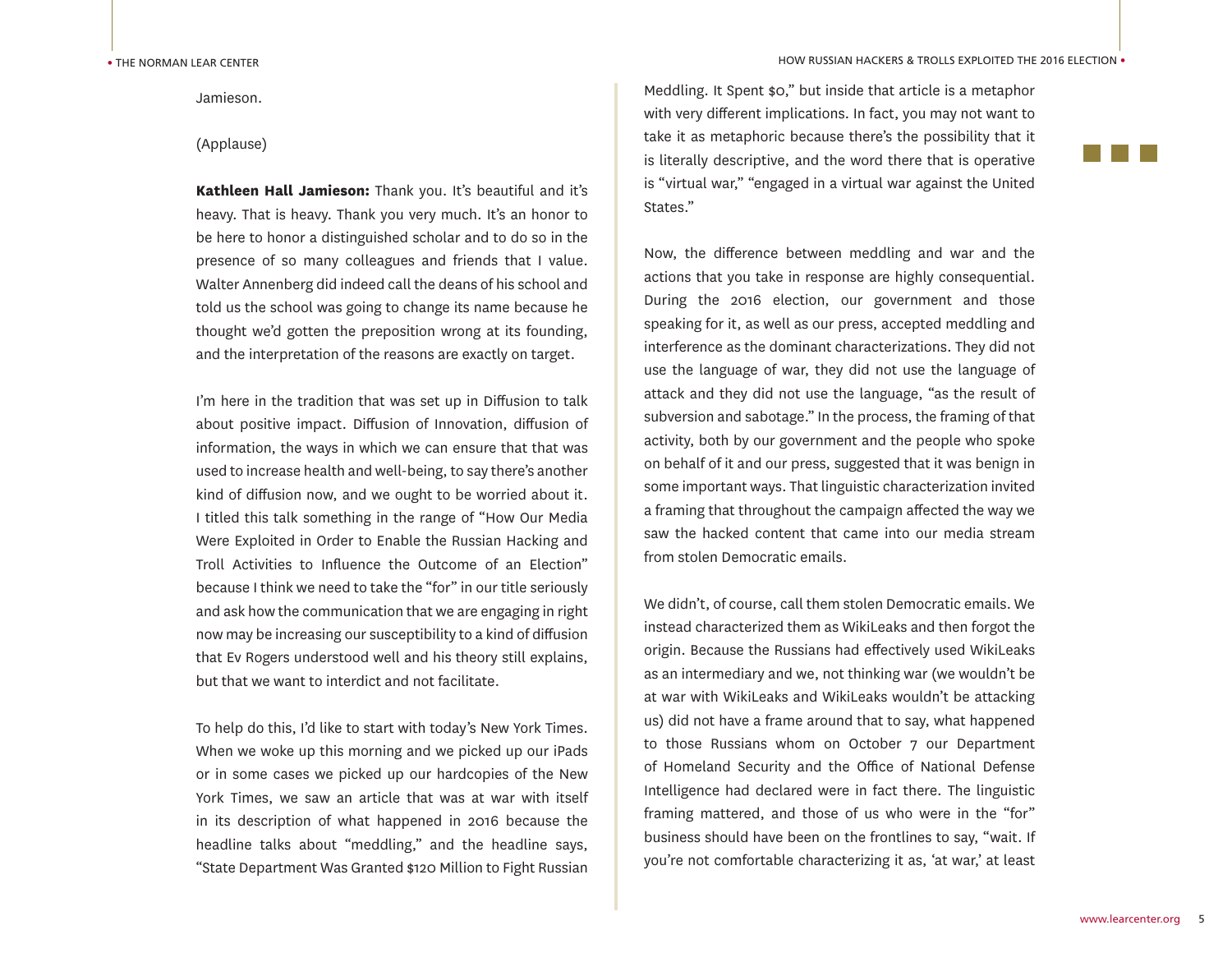Jamieson.

(Applause)

**Kathleen Hall Jamieson:** Thank you. It's beautiful and it's heavy. That is heavy. Thank you very much. It's an honor to be here to honor a distinguished scholar and to do so in the presence of so many colleagues and friends that I value. Walter Annenberg did indeed call the deans of his school and told us the school was going to change its name because he thought we'd gotten the preposition wrong at its founding, and the interpretation of the reasons are exactly on target.

I'm here in the tradition that was set up in Diffusion to talk about positive impact. Diffusion of Innovation, diffusion of information, the ways in which we can ensure that that was used to increase health and well-being, to say there's another kind of diffusion now, and we ought to be worried about it. I titled this talk something in the range of "How Our Media Were Exploited in Order to Enable the Russian Hacking and Troll Activities to Influence the Outcome of an Election" because I think we need to take the "for" in our title seriously and ask how the communication that we are engaging in right now may be increasing our susceptibility to a kind of diffusion that Ev Rogers understood well and his theory still explains, but that we want to interdict and not facilitate.

To help do this, I'd like to start with today's New York Times. When we woke up this morning and we picked up our iPads or in some cases we picked up our hardcopies of the New York Times, we saw an article that was at war with itself in its description of what happened in 2016 because the headline talks about "meddling," and the headline says, "State Department Was Granted $120 Million to Fight Russian Meddling. It Spent $0," but inside that article is a metaphor with very different implications. In fact, you may not want to take it as metaphoric because there's the possibility that it is literally descriptive, and the word there that is operative is "virtual war," "engaged in a virtual war against the United States."

Now, the difference between meddling and war and the actions that you take in response are highly consequential. During the 2016 election, our government and those speaking for it, as well as our press, accepted meddling and interference as the dominant characterizations. They did not use the language of war, they did not use the language of attack and they did not use the language, "as the result of subversion and sabotage." In the process, the framing of that activity, both by our government and the people who spoke on behalf of it and our press, suggested that it was benign in some important ways. That linguistic characterization invited a framing that throughout the campaign affected the way we saw the hacked content that came into our media stream from stolen Democratic emails.

We didn't, of course, call them stolen Democratic emails. We instead characterized them as WikiLeaks and then forgot the origin. Because the Russians had effectively used WikiLeaks as an intermediary and we, not thinking war (we wouldn't be at war with WikiLeaks and WikiLeaks wouldn't be attacking us) did not have a frame around that to say, what happened to those Russians whom on October 7 our Department of Homeland Security and the Office of National Defense Intelligence had declared were in fact there. The linguistic framing mattered, and those of us who were in the "for" business should have been on the frontlines to say, "wait. If you're not comfortable characterizing it as, 'at war,' at least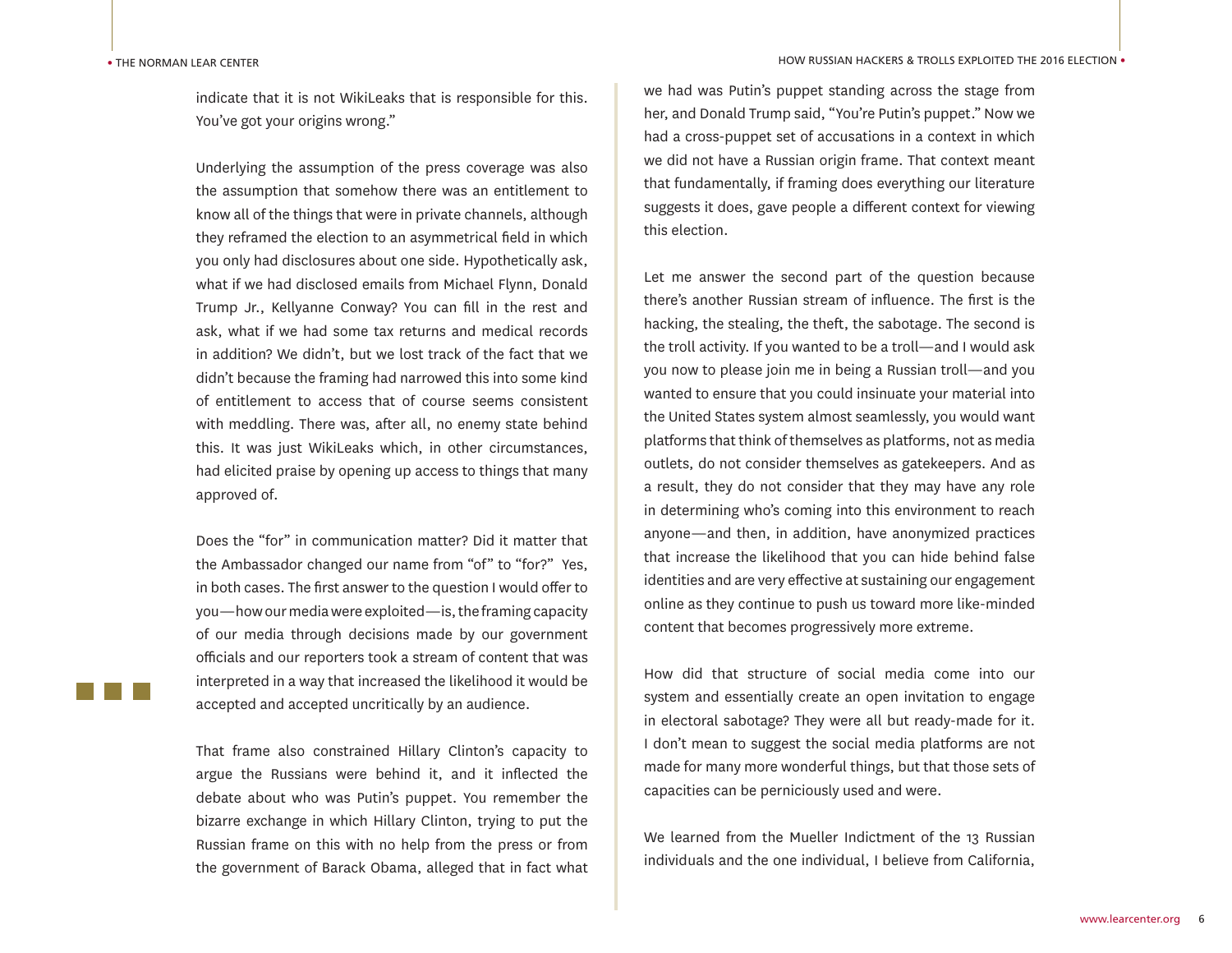indicate that it is not WikiLeaks that is responsible for this. You've got your origins wrong."

Underlying the assumption of the press coverage was also the assumption that somehow there was an entitlement to know all of the things that were in private channels, although they reframed the election to an asymmetrical field in which you only had disclosures about one side. Hypothetically ask, what if we had disclosed emails from Michael Flynn, Donald Trump Jr., Kellyanne Conway? You can fill in the rest and ask, what if we had some tax returns and medical records in addition? We didn't, but we lost track of the fact that we didn't because the framing had narrowed this into some kind of entitlement to access that of course seems consistent with meddling. There was, after all, no enemy state behind this. It was just WikiLeaks which, in other circumstances, had elicited praise by opening up access to things that many approved of.

Does the "for" in communication matter? Did it matter that the Ambassador changed our name from "of" to "for?" Yes, in both cases. The first answer to the question I would offer to you—how our media were exploited—is, the framing capacity of our media through decisions made by our government officials and our reporters took a stream of content that was interpreted in a way that increased the likelihood it would be accepted and accepted uncritically by an audience.

That frame also constrained Hillary Clinton's capacity to argue the Russians were behind it, and it inflected the debate about who was Putin's puppet. You remember the bizarre exchange in which Hillary Clinton, trying to put the Russian frame on this with no help from the press or from the government of Barack Obama, alleged that in fact what we had was Putin's puppet standing across the stage from her, and Donald Trump said, "You're Putin's puppet." Now we had a cross-puppet set of accusations in a context in which we did not have a Russian origin frame. That context meant that fundamentally, if framing does everything our literature suggests it does, gave people a different context for viewing this election.

Let me answer the second part of the question because there's another Russian stream of influence. The first is the hacking, the stealing, the theft, the sabotage. The second is the troll activity. If you wanted to be a troll—and I would ask you now to please join me in being a Russian troll—and you wanted to ensure that you could insinuate your material into the United States system almost seamlessly, you would want platforms that think of themselves as platforms, not as media outlets, do not consider themselves as gatekeepers. And as a result, they do not consider that they may have any role in determining who's coming into this environment to reach anyone—and then, in addition, have anonymized practices that increase the likelihood that you can hide behind false identities and are very effective at sustaining our engagement online as they continue to push us toward more like-minded content that becomes progressively more extreme.

How did that structure of social media come into our system and essentially create an open invitation to engage in electoral sabotage? They were all but ready-made for it. I don't mean to suggest the social media platforms are not made for many more wonderful things, but that those sets of capacities can be perniciously used and were.

We learned from the Mueller Indictment of the 13 Russian individuals and the one individual, I believe from California,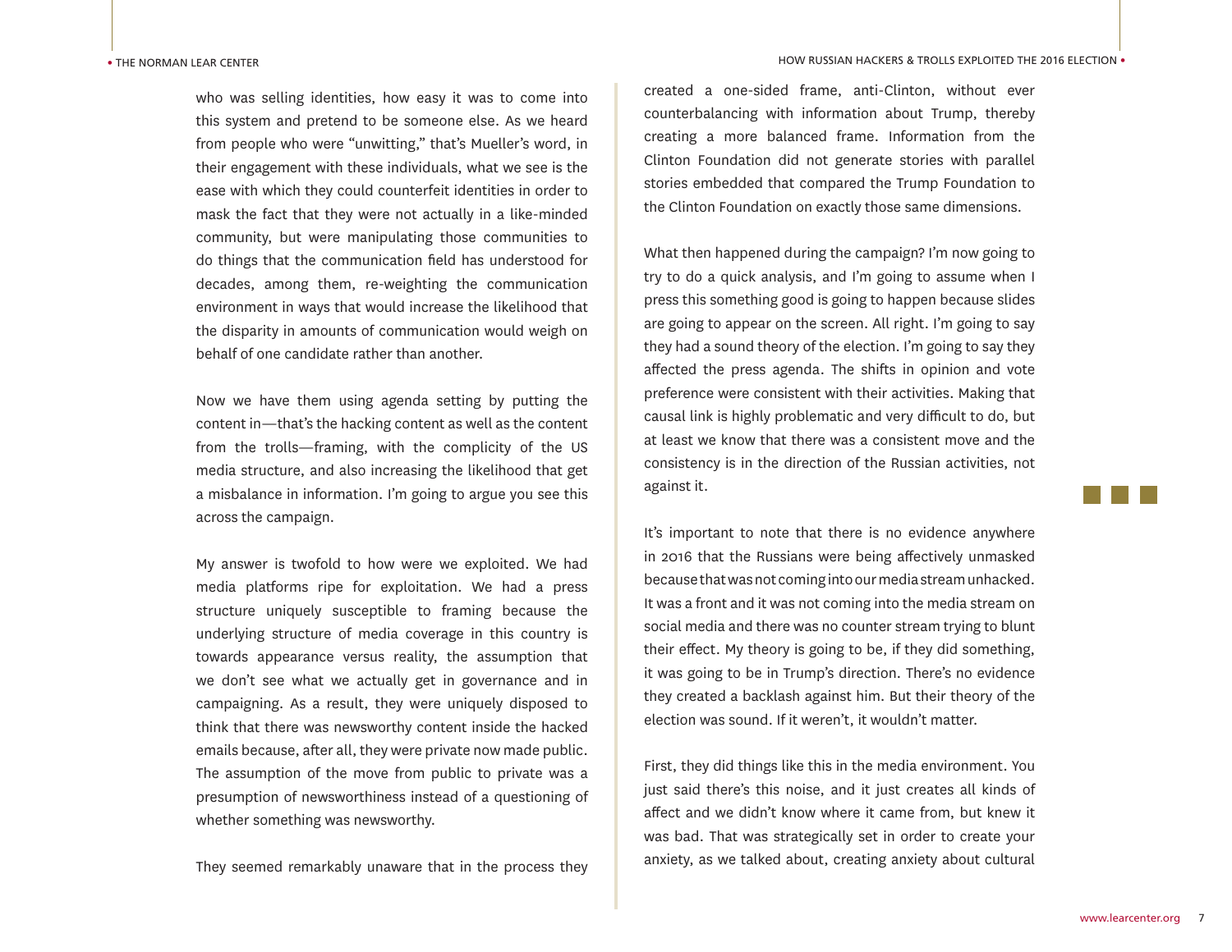who was selling identities, how easy it was to come into this system and pretend to be someone else. As we heard from people who were "unwitting," that's Mueller's word, in their engagement with these individuals, what we see is the ease with which they could counterfeit identities in order to mask the fact that they were not actually in a like-minded community, but were manipulating those communities to do things that the communication field has understood for decades, among them, re-weighting the communication environment in ways that would increase the likelihood that the disparity in amounts of communication would weigh on behalf of one candidate rather than another.

Now we have them using agenda setting by putting the content in—that's the hacking content as well as the content from the trolls—framing, with the complicity of the US media structure, and also increasing the likelihood that get a misbalance in information. I'm going to argue you see this across the campaign.

My answer is twofold to how were we exploited. We had media platforms ripe for exploitation. We had a press structure uniquely susceptible to framing because the underlying structure of media coverage in this country is towards appearance versus reality, the assumption that we don't see what we actually get in governance and in campaigning. As a result, they were uniquely disposed to think that there was newsworthy content inside the hacked emails because, after all, they were private now made public. The assumption of the move from public to private was a presumption of newsworthiness instead of a questioning of whether something was newsworthy.

They seemed remarkably unaware that in the process they created a one-sided frame, anti-Clinton, without ever counterbalancing with information about Trump, thereby creating a more balanced frame. Information from the Clinton Foundation did not generate stories with parallel stories embedded that compared the Trump Foundation to the Clinton Foundation on exactly those same dimensions.

What then happened during the campaign? I'm now going to try to do a quick analysis, and I'm going to assume when I press this something good is going to happen because slides are going to appear on the screen. All right. I'm going to say they had a sound theory of the election. I'm going to say they affected the press agenda. The shifts in opinion and vote preference were consistent with their activities. Making that causal link is highly problematic and very difficult to do, but at least we know that there was a consistent move and the consistency is in the direction of the Russian activities, not against it.

It's important to note that there is no evidence anywhere in 2016 that the Russians were being affectively unmasked because that was not coming into our media stream unhacked. It was a front and it was not coming into the media stream on social media and there was no counter stream trying to blunt their effect. My theory is going to be, if they did something, it was going to be in Trump's direction. There's no evidence they created a backlash against him. But their theory of the election was sound. If it weren't, it wouldn't matter.

First, they did things like this in the media environment. You just said there's this noise, and it just creates all kinds of affect and we didn't know where it came from, but knew it was bad. That was strategically set in order to create your anxiety, as we talked about, creating anxiety about cultural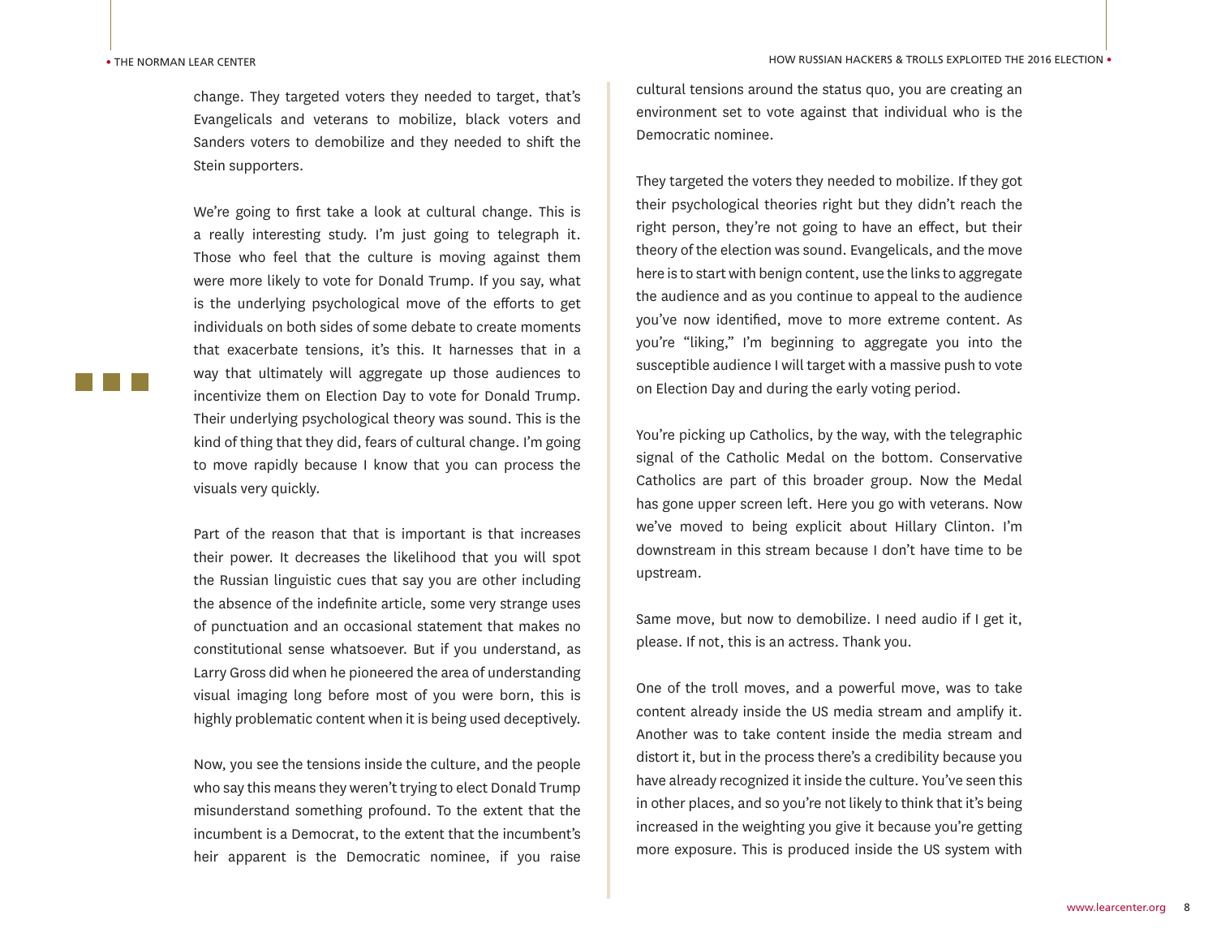change. They targeted voters they needed to target, that's Evangelicals and veterans to mobilize, black voters and Sanders voters to demobilize and they needed to shift the Stein supporters.

We're going to first take a look at cultural change. This is a really interesting study. I'm just going to telegraph it. Those who feel that the culture is moving against them were more likely to vote for Donald Trump. If you say, what is the underlying psychological move of the efforts to get individuals on both sides of some debate to create moments that exacerbate tensions, it's this. It harnesses that in a way that ultimately will aggregate up those audiences to incentivize them on Election Day to vote for Donald Trump. Their underlying psychological theory was sound. This is the kind of thing that they did, fears of cultural change. I'm going to move rapidly because I know that you can process the visuals very quickly.

Part of the reason that that is important is that increases their power. It decreases the likelihood that you will spot the Russian linguistic cues that say you are other including the absence of the indefinite article, some very strange uses of punctuation and an occasional statement that makes no constitutional sense whatsoever. But if you understand, as Larry Gross did when he pioneered the area of understanding visual imaging long before most of you were born, this is highly problematic content when it is being used deceptively.

Now, you see the tensions inside the culture, and the people who say this means they weren't trying to elect Donald Trump misunderstand something profound. To the extent that the incumbent is a Democrat, to the extent that the incumbent's heir apparent is the Democratic nominee, if you raise cultural tensions around the status quo, you are creating an environment set to vote against that individual who is the Democratic nominee.

They targeted the voters they needed to mobilize. If they got their psychological theories right but they didn't reach the right person, they're not going to have an effect, but their theory of the election was sound. Evangelicals, and the move here is to start with benign content, use the links to aggregate the audience and as you continue to appeal to the audience you've now identified, move to more extreme content. As you're "liking," I'm beginning to aggregate you into the susceptible audience I will target with a massive push to vote on Election Day and during the early voting period.

You're picking up Catholics, by the way, with the telegraphic signal of the Catholic Medal on the bottom. Conservative Catholics are part of this broader group. Now the Medal has gone upper screen left. Here you go with veterans. Now we've moved to being explicit about Hillary Clinton. I'm downstream in this stream because I don't have time to be upstream.

Same move, but now to demobilize. I need audio if I get it, please. If not, this is an actress. Thank you.

One of the troll moves, and a powerful move, was to take content already inside the US media stream and amplify it. Another was to take content inside the media stream and distort it, but in the process there's a credibility because you have already recognized it inside the culture. You've seen this in other places, and so you're not likely to think that it's being increased in the weighting you give it because you're getting more exposure. This is produced inside the US system with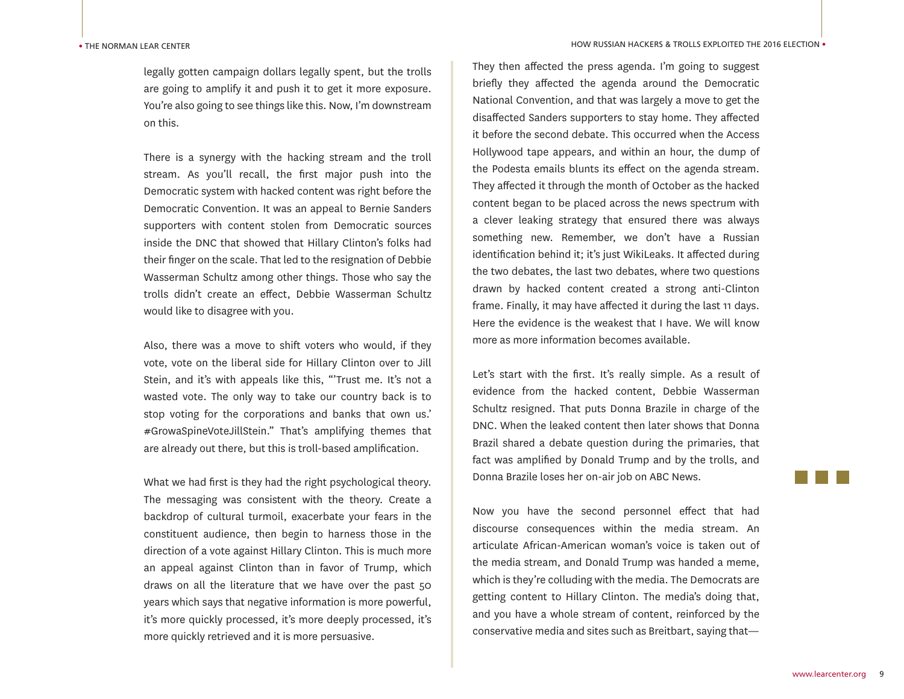legally gotten campaign dollars legally spent, but the trolls are going to amplify it and push it to get it more exposure. You're also going to see things like this. Now, I'm downstream on this.

There is a synergy with the hacking stream and the troll stream. As you'll recall, the first major push into the Democratic system with hacked content was right before the Democratic Convention. It was an appeal to Bernie Sanders supporters with content stolen from Democratic sources inside the DNC that showed that Hillary Clinton's folks had their finger on the scale. That led to the resignation of Debbie Wasserman Schultz among other things. Those who say the trolls didn't create an effect, Debbie Wasserman Schultz would like to disagree with you.

Also, there was a move to shift voters who would, if they vote, vote on the liberal side for Hillary Clinton over to Jill Stein, and it's with appeals like this, "'Trust me. It's not a wasted vote. The only way to take our country back is to stop voting for the corporations and banks that own us.' #GrowaSpineVoteJillStein." That's amplifying themes that are already out there, but this is troll-based amplification.

What we had first is they had the right psychological theory. The messaging was consistent with the theory. Create a backdrop of cultural turmoil, exacerbate your fears in the constituent audience, then begin to harness those in the direction of a vote against Hillary Clinton. This is much more an appeal against Clinton than in favor of Trump, which draws on all the literature that we have over the past 50 years which says that negative information is more powerful, it's more quickly processed, it's more deeply processed, it's more quickly retrieved and it is more persuasive.

They then affected the press agenda. I'm going to suggest briefly they affected the agenda around the Democratic National Convention, and that was largely a move to get the disaffected Sanders supporters to stay home. They affected it before the second debate. This occurred when the Access Hollywood tape appears, and within an hour, the dump of the Podesta emails blunts its effect on the agenda stream. They affected it through the month of October as the hacked content began to be placed across the news spectrum with a clever leaking strategy that ensured there was always something new. Remember, we don't have a Russian identification behind it; it's just WikiLeaks. It affected during the two debates, the last two debates, where two questions drawn by hacked content created a strong anti-Clinton frame. Finally, it may have affected it during the last 11 days. Here the evidence is the weakest that I have. We will know more as more information becomes available.

Let's start with the first. It's really simple. As a result of evidence from the hacked content, Debbie Wasserman Schultz resigned. That puts Donna Brazile in charge of the DNC. When the leaked content then later shows that Donna Brazil shared a debate question during the primaries, that fact was amplified by Donald Trump and by the trolls, and Donna Brazile loses her on-air job on ABC News.

Now you have the second personnel effect that had discourse consequences within the media stream. An articulate African-American woman's voice is taken out of the media stream, and Donald Trump was handed a meme, which is they're colluding with the media. The Democrats are getting content to Hillary Clinton. The media's doing that, and you have a whole stream of content, reinforced by the conservative media and sites such as Breitbart, saying that—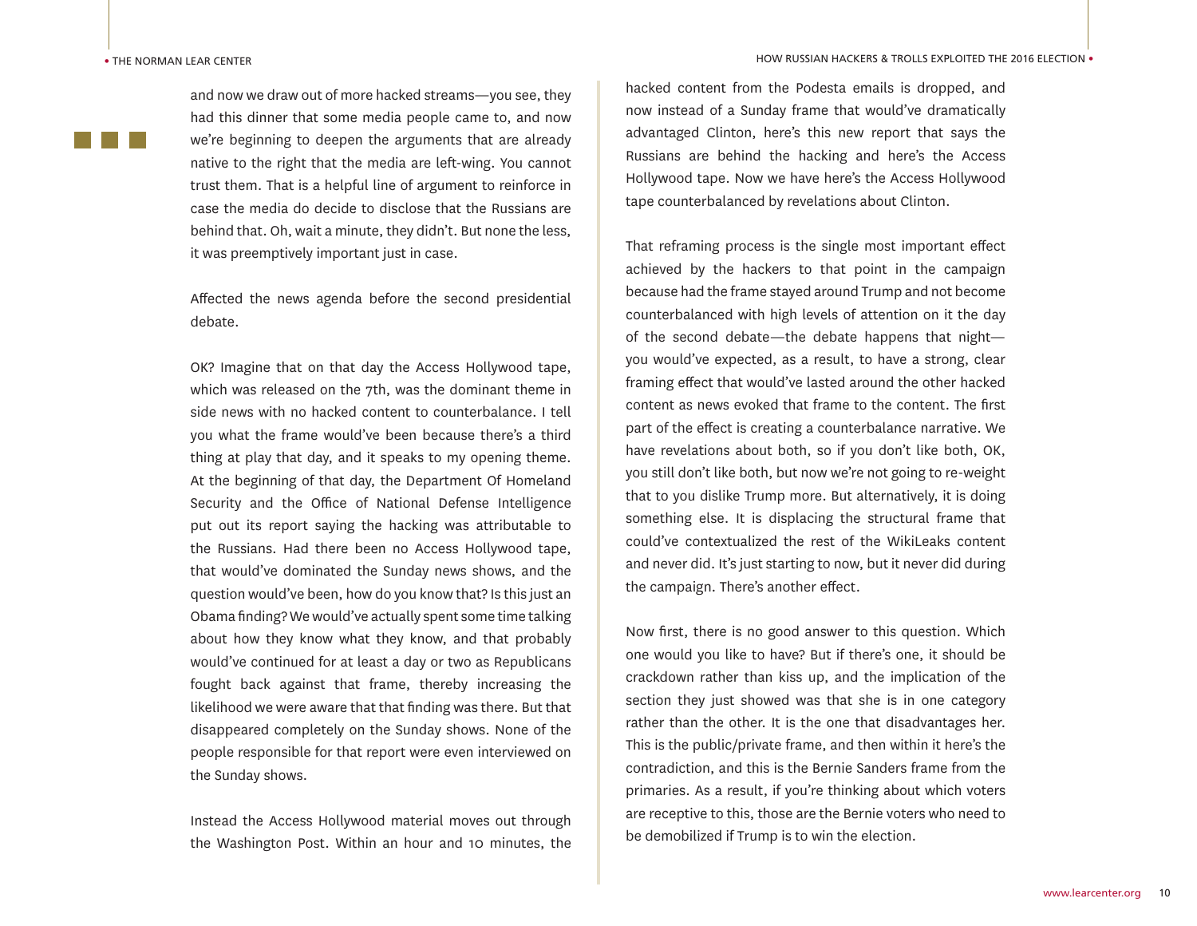and now we draw out of more hacked streams—you see, they had this dinner that some media people came to, and now we're beginning to deepen the arguments that are already native to the right that the media are left-wing. You cannot trust them. That is a helpful line of argument to reinforce in case the media do decide to disclose that the Russians are behind that. Oh, wait a minute, they didn't. But none the less, it was preemptively important just in case.

Affected the news agenda before the second presidential debate.

OK? Imagine that on that day the Access Hollywood tape, which was released on the 7th, was the dominant theme in side news with no hacked content to counterbalance. I tell you what the frame would've been because there's a third thing at play that day, and it speaks to my opening theme. At the beginning of that day, the Department Of Homeland Security and the Office of National Defense Intelligence put out its report saying the hacking was attributable to the Russians. Had there been no Access Hollywood tape, that would've dominated the Sunday news shows, and the question would've been, how do you know that? Is this just an Obama finding? We would've actually spent some time talking about how they know what they know, and that probably would've continued for at least a day or two as Republicans fought back against that frame, thereby increasing the likelihood we were aware that that finding was there. But that disappeared completely on the Sunday shows. None of the people responsible for that report were even interviewed on the Sunday shows.

Instead the Access Hollywood material moves out through the Washington Post. Within an hour and 10 minutes, the hacked content from the Podesta emails is dropped, and now instead of a Sunday frame that would've dramatically advantaged Clinton, here's this new report that says the Russians are behind the hacking and here's the Access Hollywood tape. Now we have here's the Access Hollywood tape counterbalanced by revelations about Clinton.

That reframing process is the single most important effect achieved by the hackers to that point in the campaign because had the frame stayed around Trump and not become counterbalanced with high levels of attention on it the day of the second debate—the debate happens that night—you would've expected, as a result, to have a strong, clear framing effect that would've lasted around the other hacked content as news evoked that frame to the content. The first part of the effect is creating a counterbalance narrative. We have revelations about both, so if you don't like both, OK, you still don't like both, but now we're not going to re-weight that to you dislike Trump more. But alternatively, it is doing something else. It is displacing the structural frame that could've contextualized the rest of the WikiLeaks content and never did. It's just starting to now, but it never did during the campaign. There's another effect.

Now first, there is no good answer to this question. Which one would you like to have? But if there's one, it should be crackdown rather than kiss up, and the implication of the section they just showed was that she is in one category rather than the other. It is the one that disadvantages her. This is the public/private frame, and then within it here's the contradiction, and this is the Bernie Sanders frame from the primaries. As a result, if you're thinking about which voters are receptive to this, those are the Bernie voters who need to be demobilized if Trump is to win the election.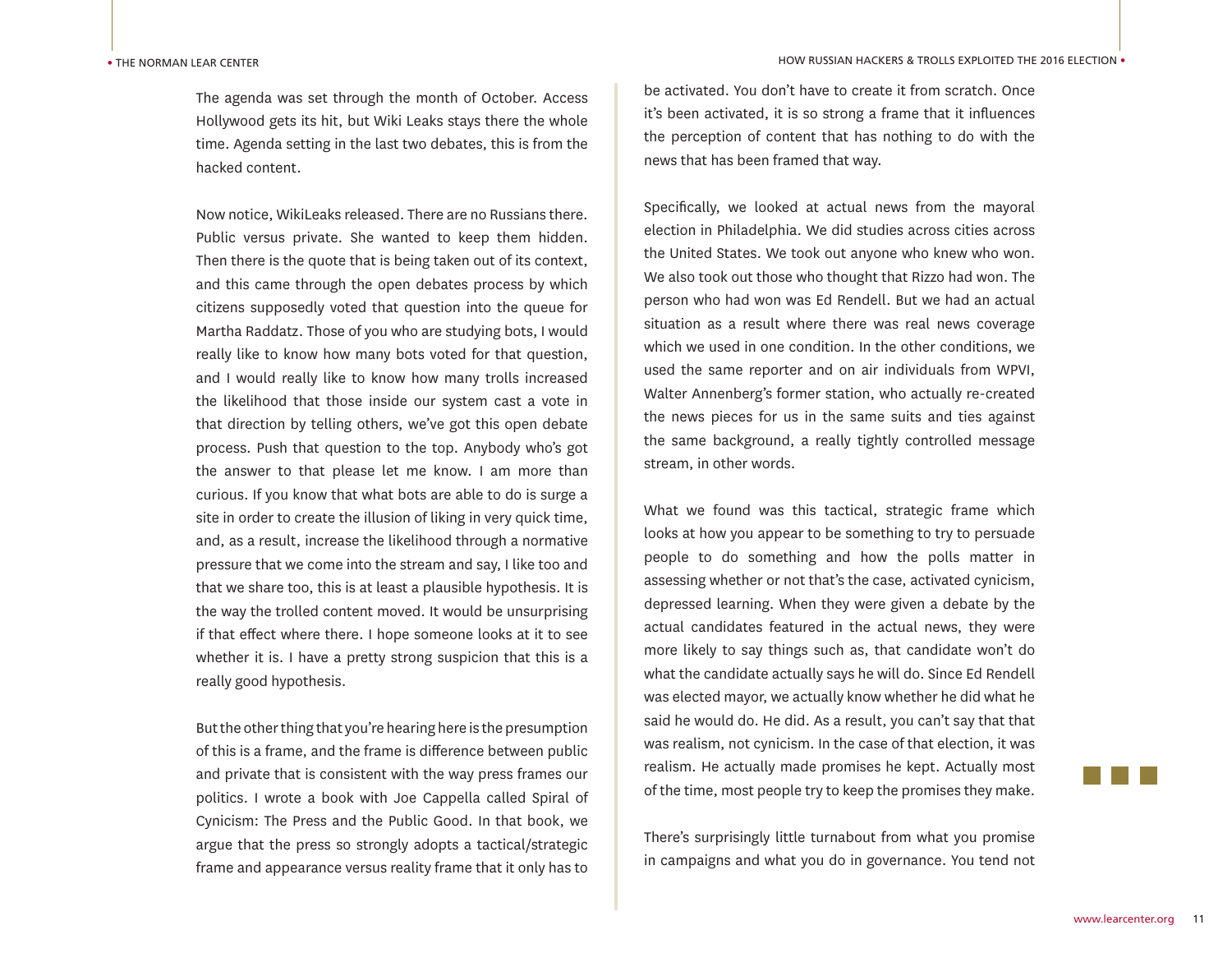The agenda was set through the month of October. Access Hollywood gets its hit, but Wiki Leaks stays there the whole time. Agenda setting in the last two debates, this is from the hacked content.

Now notice, WikiLeaks released. There are no Russians there. Public versus private. She wanted to keep them hidden. Then there is the quote that is being taken out of its context, and this came through the open debates process by which citizens supposedly voted that question into the queue for Martha Raddatz. Those of you who are studying bots, I would really like to know how many bots voted for that question, and I would really like to know how many trolls increased the likelihood that those inside our system cast a vote in that direction by telling others, we've got this open debate process. Push that question to the top. Anybody who's got the answer to that please let me know. I am more than curious. If you know that what bots are able to do is surge a site in order to create the illusion of liking in very quick time, and, as a result, increase the likelihood through a normative pressure that we come into the stream and say, I like too and that we share too, this is at least a plausible hypothesis. It is the way the trolled content moved. It would be unsurprising if that effect where there. I hope someone looks at it to see whether it is. I have a pretty strong suspicion that this is a really good hypothesis.

But the other thing that you're hearing here is the presumption of this is a frame, and the frame is difference between public and private that is consistent with the way press frames our politics. I wrote a book with Joe Cappella called Spiral of Cynicism: The Press and the Public Good. In that book, we argue that the press so strongly adopts a tactical/strategic frame and appearance versus reality frame that it only has to be activated. You don't have to create it from scratch. Once it's been activated, it is so strong a frame that it influences the perception of content that has nothing to do with the news that has been framed that way.

Specifically, we looked at actual news from the mayoral election in Philadelphia. We did studies across cities across the United States. We took out anyone who knew who won. We also took out those who thought that Rizzo had won. The person who had won was Ed Rendell. But we had an actual situation as a result where there was real news coverage which we used in one condition. In the other conditions, we used the same reporter and on air individuals from WPVI, Walter Annenberg's former station, who actually re-created the news pieces for us in the same suits and ties against the same background, a really tightly controlled message stream, in other words.

What we found was this tactical, strategic frame which looks at how you appear to be something to try to persuade people to do something and how the polls matter in assessing whether or not that's the case, activated cynicism, depressed learning. When they were given a debate by the actual candidates featured in the actual news, they were more likely to say things such as, that candidate won't do what the candidate actually says he will do. Since Ed Rendell was elected mayor, we actually know whether he did what he said he would do. He did. As a result, you can't say that that was realism, not cynicism. In the case of that election, it was realism. He actually made promises he kept. Actually most of the time, most people try to keep the promises they make.

There's surprisingly little turnabout from what you promise in campaigns and what you do in governance. You tend not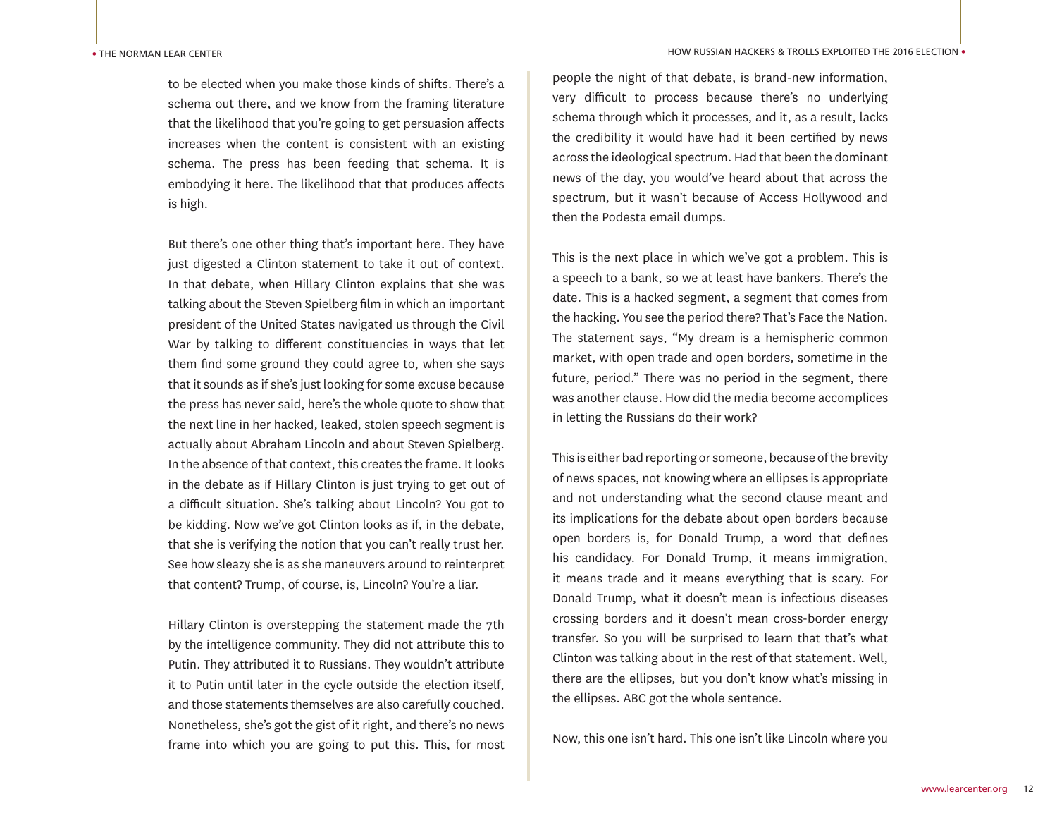to be elected when you make those kinds of shifts. There's a schema out there, and we know from the framing literature that the likelihood that you're going to get persuasion affects increases when the content is consistent with an existing schema. The press has been feeding that schema. It is embodying it here. The likelihood that that produces affects is high.

But there's one other thing that's important here. They have just digested a Clinton statement to take it out of context. In that debate, when Hillary Clinton explains that she was talking about the Steven Spielberg film in which an important president of the United States navigated us through the Civil War by talking to different constituencies in ways that let them find some ground they could agree to, when she says that it sounds as if she's just looking for some excuse because the press has never said, here's the whole quote to show that the next line in her hacked, leaked, stolen speech segment is actually about Abraham Lincoln and about Steven Spielberg. In the absence of that context, this creates the frame. It looks in the debate as if Hillary Clinton is just trying to get out of a difficult situation. She's talking about Lincoln? You got to be kidding. Now we've got Clinton looks as if, in the debate, that she is verifying the notion that you can't really trust her. See how sleazy she is as she maneuvers around to reinterpret that content? Trump, of course, is, Lincoln? You're a liar.

Hillary Clinton is overstepping the statement made the 7th by the intelligence community. They did not attribute this to Putin. They attributed it to Russians. They wouldn't attribute it to Putin until later in the cycle outside the election itself, and those statements themselves are also carefully couched. Nonetheless, she's got the gist of it right, and there's no news frame into which you are going to put this. This, for most people the night of that debate, is brand-new information, very difficult to process because there's no underlying schema through which it processes, and it, as a result, lacks the credibility it would have had it been certified by news across the ideological spectrum. Had that been the dominant news of the day, you would've heard about that across the spectrum, but it wasn't because of Access Hollywood and then the Podesta email dumps.

This is the next place in which we've got a problem. This is a speech to a bank, so we at least have bankers. There's the date. This is a hacked segment, a segment that comes from the hacking. You see the period there? That's Face the Nation. The statement says, "My dream is a hemispheric common market, with open trade and open borders, sometime in the future, period." There was no period in the segment, there was another clause. How did the media become accomplices in letting the Russians do their work?

This is either bad reporting or someone, because of the brevity of news spaces, not knowing where an ellipses is appropriate and not understanding what the second clause meant and its implications for the debate about open borders because open borders is, for Donald Trump, a word that defines his candidacy. For Donald Trump, it means immigration, it means trade and it means everything that is scary. For Donald Trump, what it doesn't mean is infectious diseases crossing borders and it doesn't mean cross-border energy transfer. So you will be surprised to learn that that's what Clinton was talking about in the rest of that statement. Well, there are the ellipses, but you don't know what's missing in the ellipses. ABC got the whole sentence.

Now, this one isn't hard. This one isn't like Lincoln where you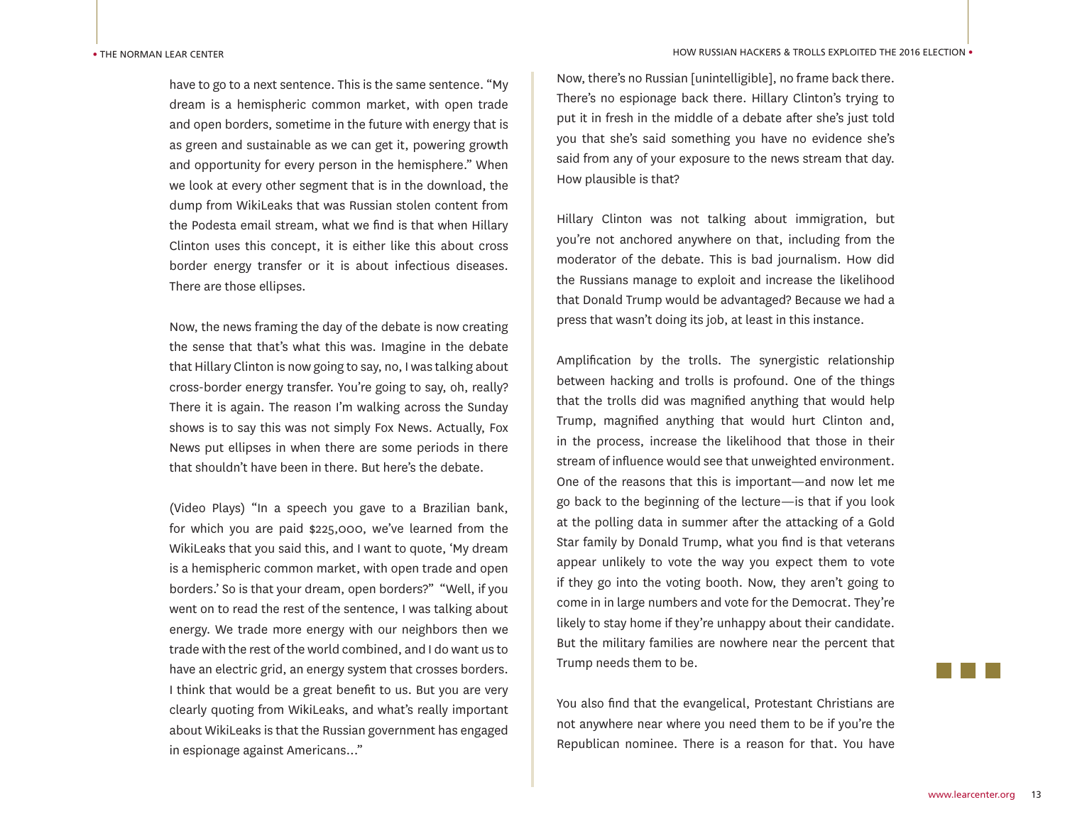have to go to a next sentence. This is the same sentence. "My dream is a hemispheric common market, with open trade and open borders, sometime in the future with energy that is as green and sustainable as we can get it, powering growth and opportunity for every person in the hemisphere." When we look at every other segment that is in the download, the dump from WikiLeaks that was Russian stolen content from the Podesta email stream, what we find is that when Hillary Clinton uses this concept, it is either like this about cross border energy transfer or it is about infectious diseases. There are those ellipses.

Now, the news framing the day of the debate is now creating the sense that that's what this was. Imagine in the debate that Hillary Clinton is now going to say, no, I was talking about cross-border energy transfer. You're going to say, oh, really? There it is again. The reason I'm walking across the Sunday shows is to say this was not simply Fox News. Actually, Fox News put ellipses in when there are some periods in there that shouldn't have been in there. But here's the debate.

(Video Plays) "In a speech you gave to a Brazilian bank, for which you are paid $225,000, we've learned from the WikiLeaks that you said this, and I want to quote, 'My dream is a hemispheric common market, with open trade and open borders.' So is that your dream, open borders?" "Well, if you went on to read the rest of the sentence, I was talking about energy. We trade more energy with our neighbors then we trade with the rest of the world combined, and I do want us to have an electric grid, an energy system that crosses borders. I think that would be a great benefit to us. But you are very clearly quoting from WikiLeaks, and what's really important about WikiLeaks is that the Russian government has engaged in espionage against Americans..."

Now, there's no Russian [unintelligible], no frame back there. There's no espionage back there. Hillary Clinton's trying to put it in fresh in the middle of a debate after she's just told you that she's said something you have no evidence she's said from any of your exposure to the news stream that day. How plausible is that?

Hillary Clinton was not talking about immigration, but you're not anchored anywhere on that, including from the moderator of the debate. This is bad journalism. How did the Russians manage to exploit and increase the likelihood that Donald Trump would be advantaged? Because we had a press that wasn't doing its job, at least in this instance.

Amplification by the trolls. The synergistic relationship between hacking and trolls is profound. One of the things that the trolls did was magnified anything that would help Trump, magnified anything that would hurt Clinton and, in the process, increase the likelihood that those in their stream of influence would see that unweighted environment. One of the reasons that this is important—and now let me go back to the beginning of the lecture—is that if you look at the polling data in summer after the attacking of a Gold Star family by Donald Trump, what you find is that veterans appear unlikely to vote the way you expect them to vote if they go into the voting booth. Now, they aren't going to come in in large numbers and vote for the Democrat. They're likely to stay home if they're unhappy about their candidate. But the military families are nowhere near the percent that Trump needs them to be.

You also find that the evangelical, Protestant Christians are not anywhere near where you need them to be if you're the Republican nominee. There is a reason for that. You have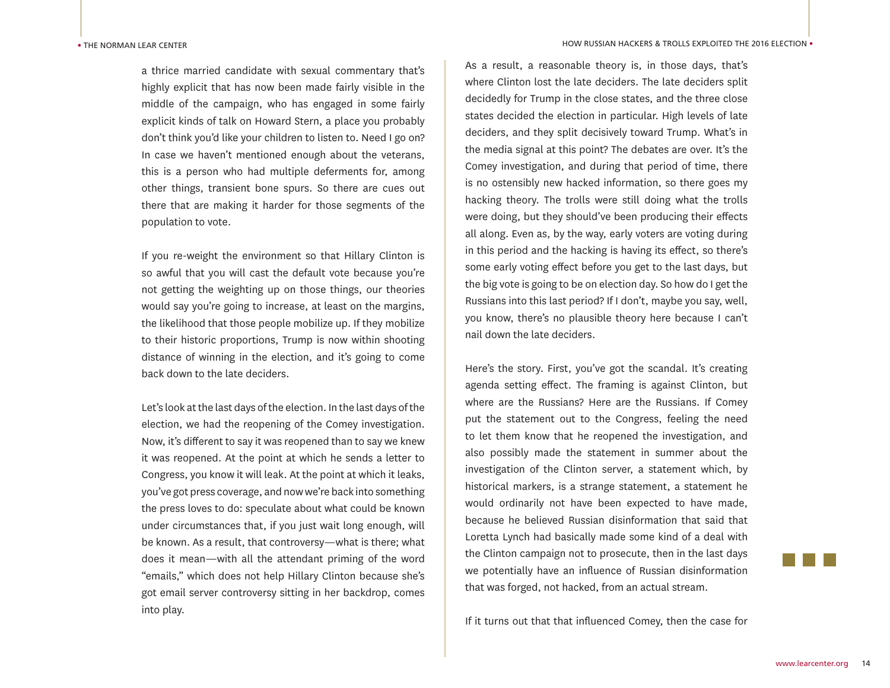a thrice married candidate with sexual commentary that's highly explicit that has now been made fairly visible in the middle of the campaign, who has engaged in some fairly explicit kinds of talk on Howard Stern, a place you probably don't think you'd like your children to listen to. Need I go on? In case we haven't mentioned enough about the veterans, this is a person who had multiple deferments for, among other things, transient bone spurs. So there are cues out there that are making it harder for those segments of the population to vote.

If you re-weight the environment so that Hillary Clinton is so awful that you will cast the default vote because you're not getting the weighting up on those things, our theories would say you're going to increase, at least on the margins, the likelihood that those people mobilize up. If they mobilize to their historic proportions, Trump is now within shooting distance of winning in the election, and it's going to come back down to the late deciders.

Let's look at the last days of the election. In the last days of the election, we had the reopening of the Comey investigation. Now, it's different to say it was reopened than to say we knew it was reopened. At the point at which he sends a letter to Congress, you know it will leak. At the point at which it leaks, you've got press coverage, and now we're back into something the press loves to do: speculate about what could be known under circumstances that, if you just wait long enough, will be known. As a result, that controversy—what is there; what does it mean—with all the attendant priming of the word "emails," which does not help Hillary Clinton because she's got email server controversy sitting in her backdrop, comes into play.

As a result, a reasonable theory is, in those days, that's where Clinton lost the late deciders. The late deciders split decidedly for Trump in the close states, and the three close states decided the election in particular. High levels of late deciders, and they split decisively toward Trump. What's in the media signal at this point? The debates are over. It's the Comey investigation, and during that period of time, there is no ostensibly new hacked information, so there goes my hacking theory. The trolls were still doing what the trolls were doing, but they should've been producing their effects all along. Even as, by the way, early voters are voting during in this period and the hacking is having its effect, so there's some early voting effect before you get to the last days, but the big vote is going to be on election day. So how do I get the Russians into this last period? If I don't, maybe you say, well, you know, there's no plausible theory here because I can't nail down the late deciders.

Here's the story. First, you've got the scandal. It's creating agenda setting effect. The framing is against Clinton, but where are the Russians? Here are the Russians. If Comey put the statement out to the Congress, feeling the need to let them know that he reopened the investigation, and also possibly made the statement in summer about the investigation of the Clinton server, a statement which, by historical markers, is a strange statement, a statement he would ordinarily not have been expected to have made, because he believed Russian disinformation that said that Loretta Lynch had basically made some kind of a deal with the Clinton campaign not to prosecute, then in the last days we potentially have an influence of Russian disinformation that was forged, not hacked, from an actual stream.

If it turns out that that influenced Comey, then the case for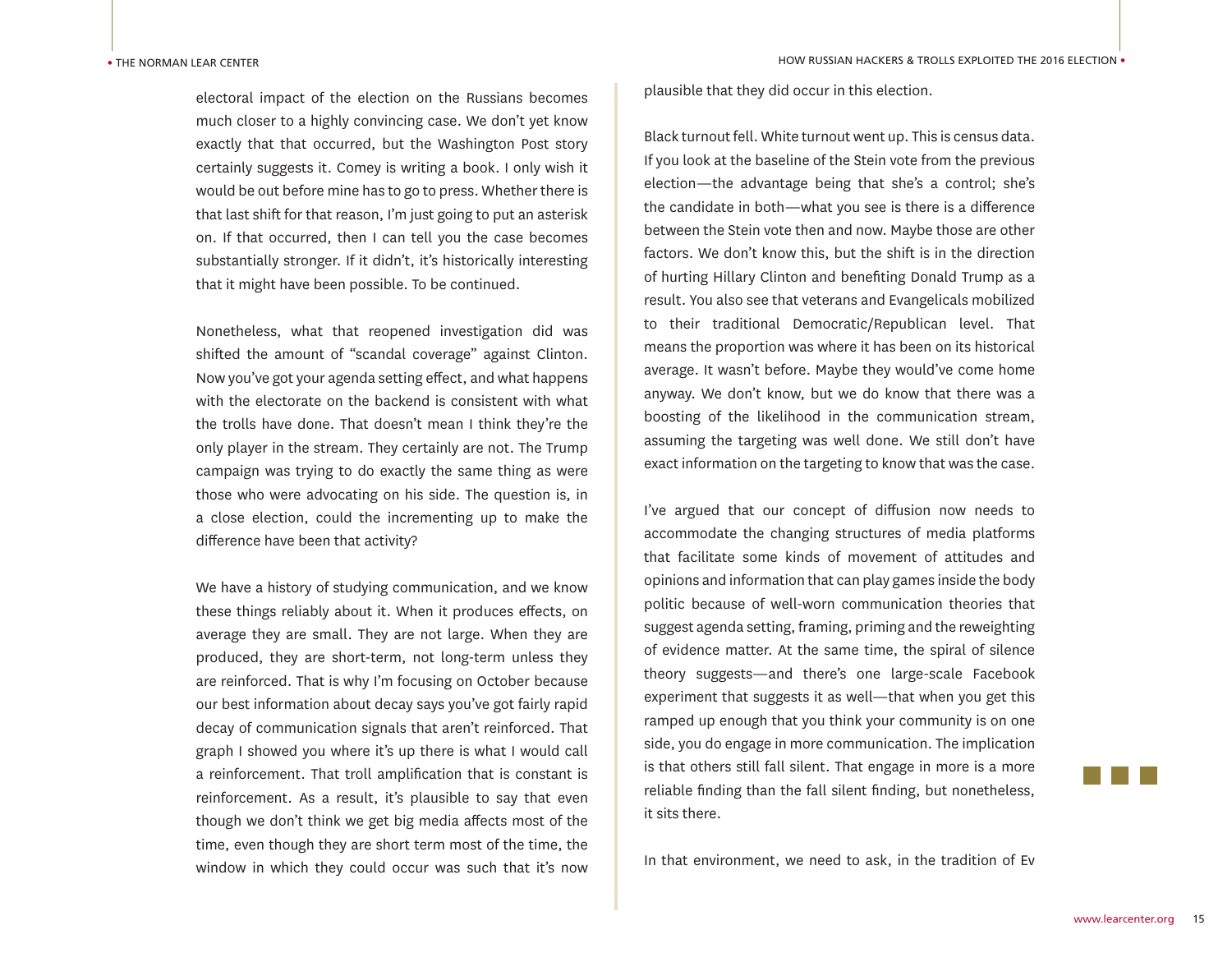electoral impact of the election on the Russians becomes much closer to a highly convincing case. We don't yet know exactly that that occurred, but the Washington Post story certainly suggests it. Comey is writing a book. I only wish it would be out before mine has to go to press. Whether there is that last shift for that reason, I'm just going to put an asterisk on. If that occurred, then I can tell you the case becomes substantially stronger. If it didn't, it's historically interesting that it might have been possible. To be continued.

Nonetheless, what that reopened investigation did was shifted the amount of "scandal coverage" against Clinton. Now you've got your agenda setting effect, and what happens with the electorate on the backend is consistent with what the trolls have done. That doesn't mean I think they're the only player in the stream. They certainly are not. The Trump campaign was trying to do exactly the same thing as were those who were advocating on his side. The question is, in a close election, could the incrementing up to make the difference have been that activity?

We have a history of studying communication, and we know these things reliably about it. When it produces effects, on average they are small. They are not large. When they are produced, they are short-term, not long-term unless they are reinforced. That is why I'm focusing on October because our best information about decay says you've got fairly rapid decay of communication signals that aren't reinforced. That graph I showed you where it's up there is what I would call a reinforcement. That troll amplification that is constant is reinforcement. As a result, it's plausible to say that even though we don't think we get big media affects most of the time, even though they are short term most of the time, the window in which they could occur was such that it's now plausible that they did occur in this election.

Black turnout fell. White turnout went up. This is census data. If you look at the baseline of the Stein vote from the previous election—the advantage being that she's a control; she's the candidate in both—what you see is there is a difference between the Stein vote then and now. Maybe those are other factors. We don't know this, but the shift is in the direction of hurting Hillary Clinton and benefiting Donald Trump as a result. You also see that veterans and Evangelicals mobilized to their traditional Democratic/Republican level. That means the proportion was where it has been on its historical average. It wasn't before. Maybe they would've come home anyway. We don't know, but we do know that there was a boosting of the likelihood in the communication stream, assuming the targeting was well done. We still don't have exact information on the targeting to know that was the case.

I've argued that our concept of diffusion now needs to accommodate the changing structures of media platforms that facilitate some kinds of movement of attitudes and opinions and information that can play games inside the body politic because of well-worn communication theories that suggest agenda setting, framing, priming and the reweighting of evidence matter. At the same time, the spiral of silence theory suggests—and there's one large-scale Facebook experiment that suggests it as well—that when you get this ramped up enough that you think your community is on one side, you do engage in more communication. The implication is that others still fall silent. That engage in more is a more reliable finding than the fall silent finding, but nonetheless, it sits there.

In that environment, we need to ask, in the tradition of Ev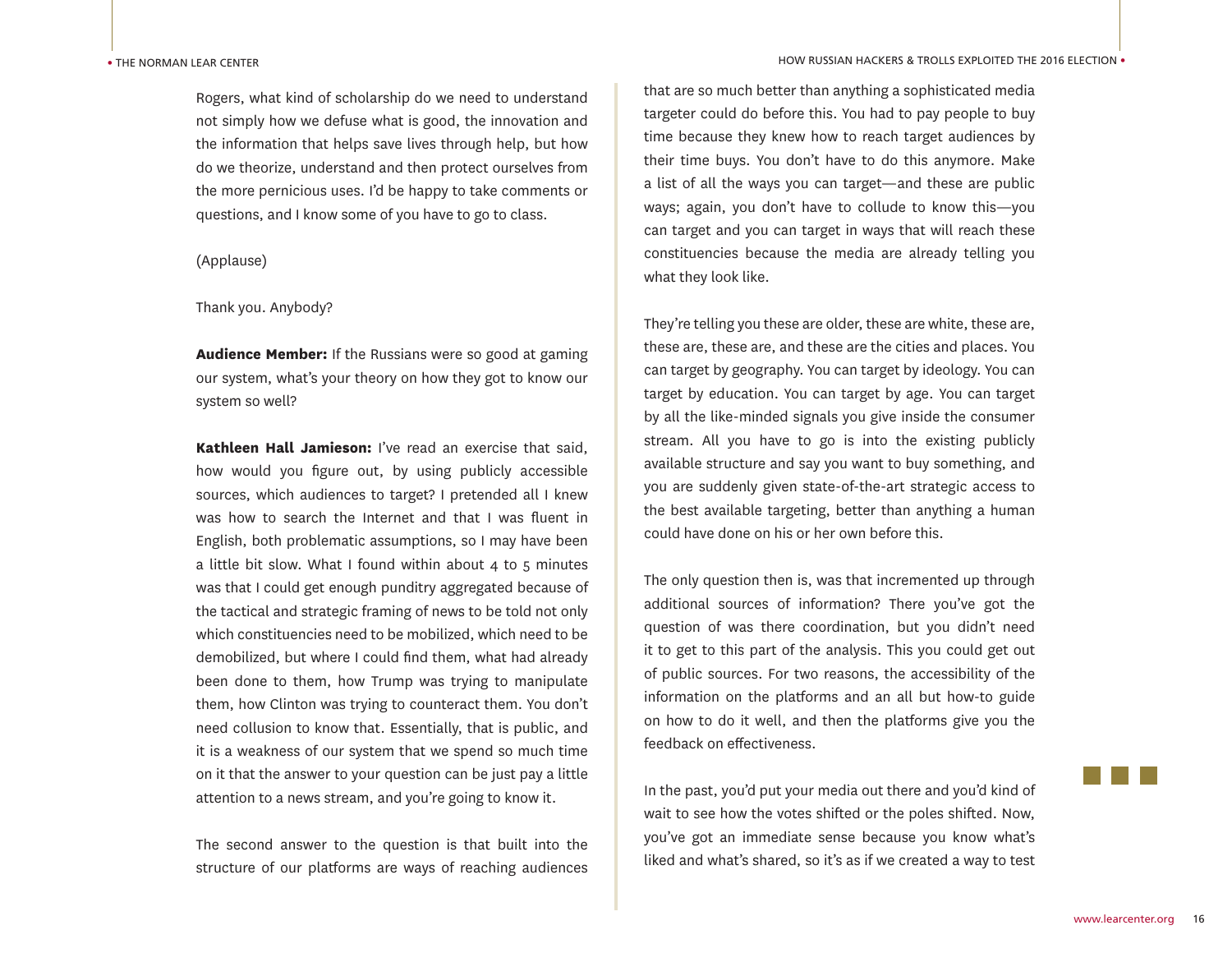Rogers, what kind of scholarship do we need to understand not simply how we defuse what is good, the innovation and the information that helps save lives through help, but how do we theorize, understand and then protect ourselves from the more pernicious uses. I'd be happy to take comments or questions, and I know some of you have to go to class.

(Applause)

Thank you. Anybody?

**Audience Member:** If the Russians were so good at gaming our system, what's your theory on how they got to know our system so well?

**Kathleen Hall Jamieson:** I've read an exercise that said, how would you figure out, by using publicly accessible sources, which audiences to target? I pretended all I knew was how to search the Internet and that I was fluent in English, both problematic assumptions, so I may have been a little bit slow. What I found within about 4 to 5 minutes was that I could get enough punditry aggregated because of the tactical and strategic framing of news to be told not only which constituencies need to be mobilized, which need to be demobilized, but where I could find them, what had already been done to them, how Trump was trying to manipulate them, how Clinton was trying to counteract them. You don't need collusion to know that. Essentially, that is public, and it is a weakness of our system that we spend so much time on it that the answer to your question can be just pay a little attention to a news stream, and you're going to know it.

The second answer to the question is that built into the structure of our platforms are ways of reaching audiences that are so much better than anything a sophisticated media targeter could do before this. You had to pay people to buy time because they knew how to reach target audiences by their time buys. You don't have to do this anymore. Make a list of all the ways you can target—and these are public ways; again, you don't have to collude to know this—you can target and you can target in ways that will reach these constituencies because the media are already telling you what they look like.

They're telling you these are older, these are white, these are, these are, these are, and these are the cities and places. You can target by geography. You can target by ideology. You can target by education. You can target by age. You can target by all the like-minded signals you give inside the consumer stream. All you have to go is into the existing publicly available structure and say you want to buy something, and you are suddenly given state-of-the-art strategic access to the best available targeting, better than anything a human could have done on his or her own before this.

The only question then is, was that incremented up through additional sources of information? There you've got the question of was there coordination, but you didn't need it to get to this part of the analysis. This you could get out of public sources. For two reasons, the accessibility of the information on the platforms and an all but how-to guide on how to do it well, and then the platforms give you the feedback on effectiveness.

In the past, you'd put your media out there and you'd kind of wait to see how the votes shifted or the poles shifted. Now, you've got an immediate sense because you know what's liked and what's shared, so it's as if we created a way to test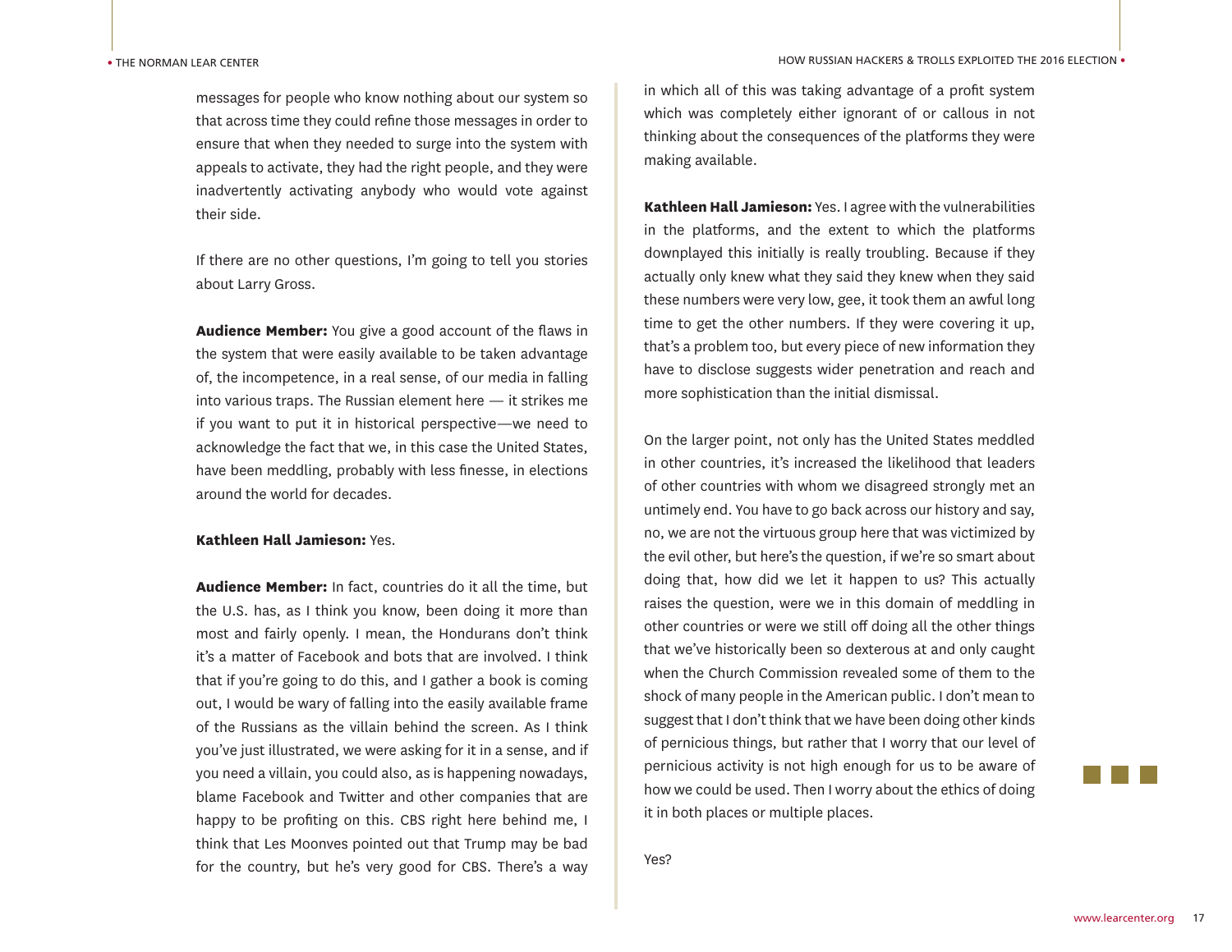messages for people who know nothing about our system so that across time they could refine those messages in order to ensure that when they needed to surge into the system with appeals to activate, they had the right people, and they were inadvertently activating anybody who would vote against their side.

If there are no other questions, I'm going to tell you stories about Larry Gross.

**Audience Member:** You give a good account of the flaws in the system that were easily available to be taken advantage of, the incompetence, in a real sense, of our media in falling into various traps. The Russian element here — it strikes me if you want to put it in historical perspective—we need to acknowledge the fact that we, in this case the United States, have been meddling, probably with less finesse, in elections around the world for decades.

**Kathleen Hall Jamieson:** Yes.

**Audience Member:** In fact, countries do it all the time, but the U.S. has, as I think you know, been doing it more than most and fairly openly. I mean, the Hondurans don't think it's a matter of Facebook and bots that are involved. I think that if you're going to do this, and I gather a book is coming out, I would be wary of falling into the easily available frame of the Russians as the villain behind the screen. As I think you've just illustrated, we were asking for it in a sense, and if you need a villain, you could also, as is happening nowadays, blame Facebook and Twitter and other companies that are happy to be profiting on this. CBS right here behind me, I think that Les Moonves pointed out that Trump may be bad for the country, but he's very good for CBS. There's a way in which all of this was taking advantage of a profit system which was completely either ignorant of or callous in not thinking about the consequences of the platforms they were making available.

**Kathleen Hall Jamieson:** Yes. I agree with the vulnerabilities in the platforms, and the extent to which the platforms downplayed this initially is really troubling. Because if they actually only knew what they said they knew when they said these numbers were very low, gee, it took them an awful long time to get the other numbers. If they were covering it up, that's a problem too, but every piece of new information they have to disclose suggests wider penetration and reach and more sophistication than the initial dismissal.

On the larger point, not only has the United States meddled in other countries, it's increased the likelihood that leaders of other countries with whom we disagreed strongly met an untimely end. You have to go back across our history and say, no, we are not the virtuous group here that was victimized by the evil other, but here's the question, if we're so smart about doing that, how did we let it happen to us? This actually raises the question, were we in this domain of meddling in other countries or were we still off doing all the other things that we've historically been so dexterous at and only caught when the Church Commission revealed some of them to the shock of many people in the American public. I don't mean to suggest that I don't think that we have been doing other kinds of pernicious things, but rather that I worry that our level of pernicious activity is not high enough for us to be aware of how we could be used. Then I worry about the ethics of doing it in both places or multiple places.

Yes?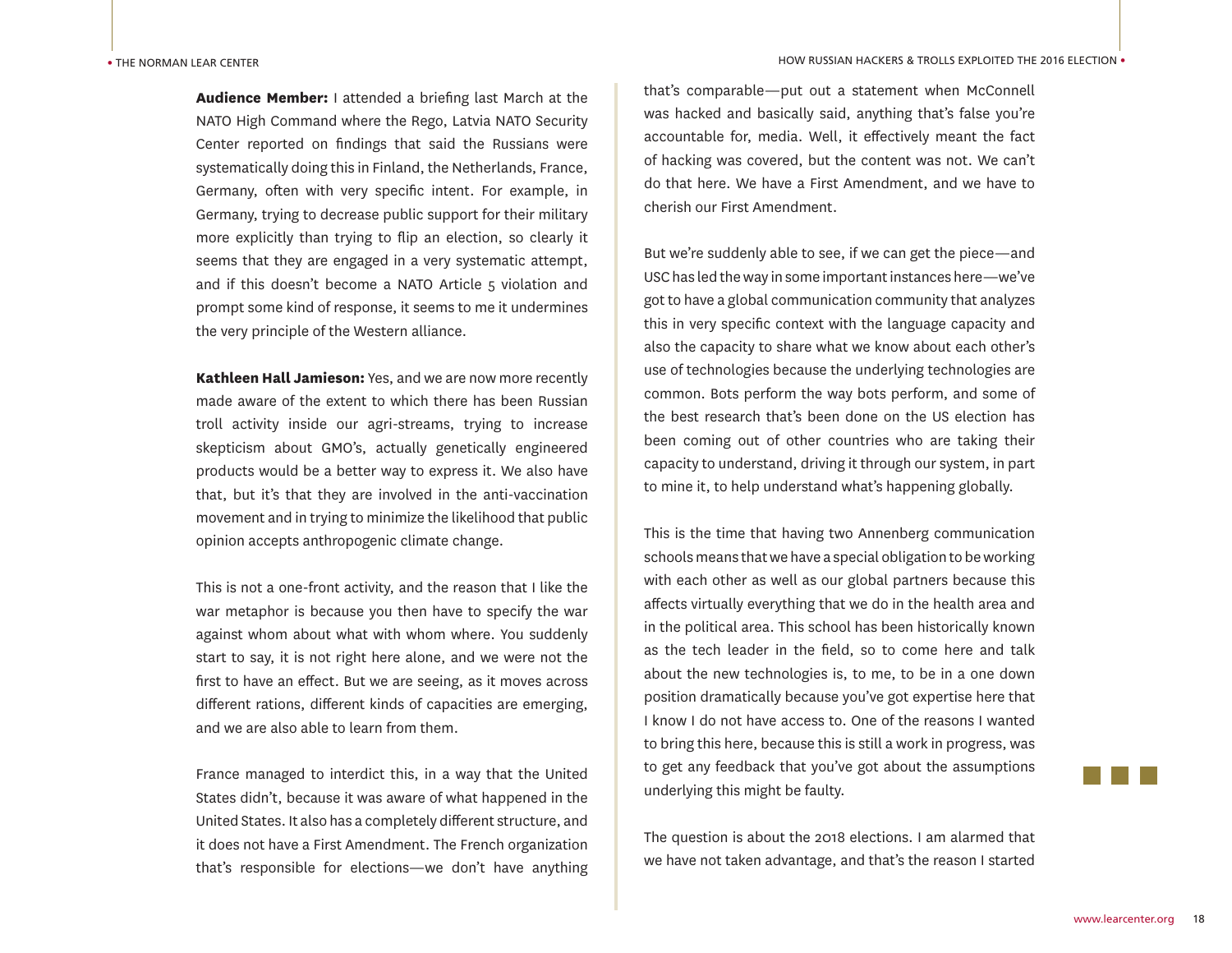**Audience Member:** I attended a briefing last March at the NATO High Command where the Rego, Latvia NATO Security Center reported on findings that said the Russians were systematically doing this in Finland, the Netherlands, France, Germany, often with very specific intent. For example, in Germany, trying to decrease public support for their military more explicitly than trying to flip an election, so clearly it seems that they are engaged in a very systematic attempt, and if this doesn't become a NATO Article 5 violation and prompt some kind of response, it seems to me it undermines the very principle of the Western alliance.

**Kathleen Hall Jamieson:** Yes, and we are now more recently made aware of the extent to which there has been Russian troll activity inside our agri-streams, trying to increase skepticism about GMO's, actually genetically engineered products would be a better way to express it. We also have that, but it's that they are involved in the anti-vaccination movement and in trying to minimize the likelihood that public opinion accepts anthropogenic climate change.

This is not a one-front activity, and the reason that I like the war metaphor is because you then have to specify the war against whom about what with whom where. You suddenly start to say, it is not right here alone, and we were not the first to have an effect. But we are seeing, as it moves across different rations, different kinds of capacities are emerging, and we are also able to learn from them.

France managed to interdict this, in a way that the United States didn't, because it was aware of what happened in the United States. It also has a completely different structure, and it does not have a First Amendment. The French organization that's responsible for elections—we don't have anything that's comparable—put out a statement when McConnell was hacked and basically said, anything that's false you're accountable for, media. Well, it effectively meant the fact of hacking was covered, but the content was not. We can't do that here. We have a First Amendment, and we have to cherish our First Amendment.

But we're suddenly able to see, if we can get the piece—and USC has led the way in some important instances here—we've got to have a global communication community that analyzes this in very specific context with the language capacity and also the capacity to share what we know about each other's use of technologies because the underlying technologies are common. Bots perform the way bots perform, and some of the best research that's been done on the US election has been coming out of other countries who are taking their capacity to understand, driving it through our system, in part to mine it, to help understand what's happening globally.

This is the time that having two Annenberg communication schools means that we have a special obligation to be working with each other as well as our global partners because this affects virtually everything that we do in the health area and in the political area. This school has been historically known as the tech leader in the field, so to come here and talk about the new technologies is, to me, to be in a one down position dramatically because you've got expertise here that I know I do not have access to. One of the reasons I wanted to bring this here, because this is still a work in progress, was to get any feedback that you've got about the assumptions underlying this might be faulty.

The question is about the 2018 elections. I am alarmed that we have not taken advantage, and that's the reason I started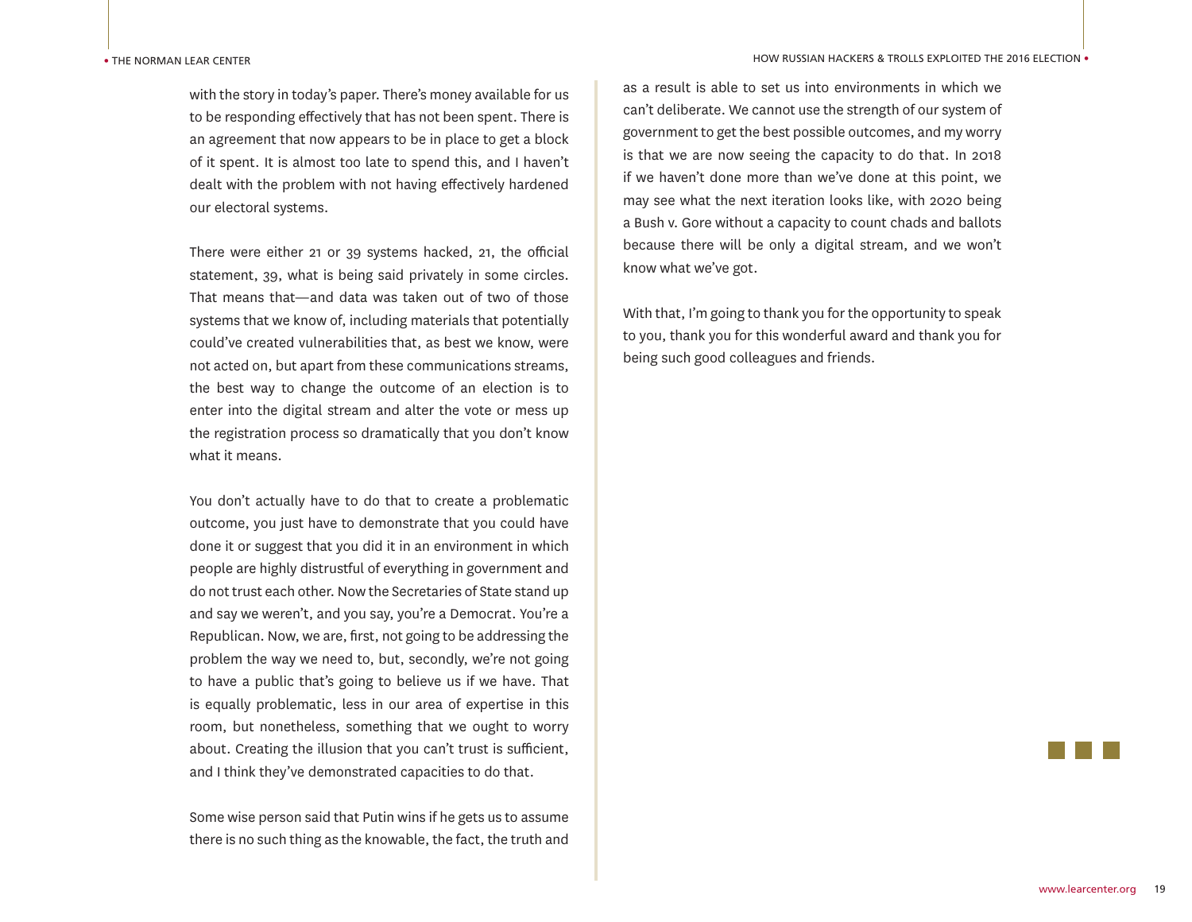with the story in today's paper. There's money available for us to be responding effectively that has not been spent. There is an agreement that now appears to be in place to get a block of it spent. It is almost too late to spend this, and I haven't dealt with the problem with not having effectively hardened our electoral systems.

There were either 21 or 39 systems hacked, 21, the official statement, 39, what is being said privately in some circles. That means that—and data was taken out of two of those systems that we know of, including materials that potentially could've created vulnerabilities that, as best we know, were not acted on, but apart from these communications streams, the best way to change the outcome of an election is to enter into the digital stream and alter the vote or mess up the registration process so dramatically that you don't know what it means.

You don't actually have to do that to create a problematic outcome, you just have to demonstrate that you could have done it or suggest that you did it in an environment in which people are highly distrustful of everything in government and do not trust each other. Now the Secretaries of State stand up and say we weren't, and you say, you're a Democrat. You're a Republican. Now, we are, first, not going to be addressing the problem the way we need to, but, secondly, we're not going to have a public that's going to believe us if we have. That is equally problematic, less in our area of expertise in this room, but nonetheless, something that we ought to worry about. Creating the illusion that you can't trust is sufficient, and I think they've demonstrated capacities to do that.

Some wise person said that Putin wins if he gets us to assume there is no such thing as the knowable, the fact, the truth and as a result is able to set us into environments in which we can't deliberate. We cannot use the strength of our system of government to get the best possible outcomes, and my worry is that we are now seeing the capacity to do that. In 2018 if we haven't done more than we've done at this point, we may see what the next iteration looks like, with 2020 being a Bush v. Gore without a capacity to count chads and ballots because there will be only a digital stream, and we won't know what we've got.

With that, I'm going to thank you for the opportunity to speak to you, thank you for this wonderful award and thank you for being such good colleagues and friends.